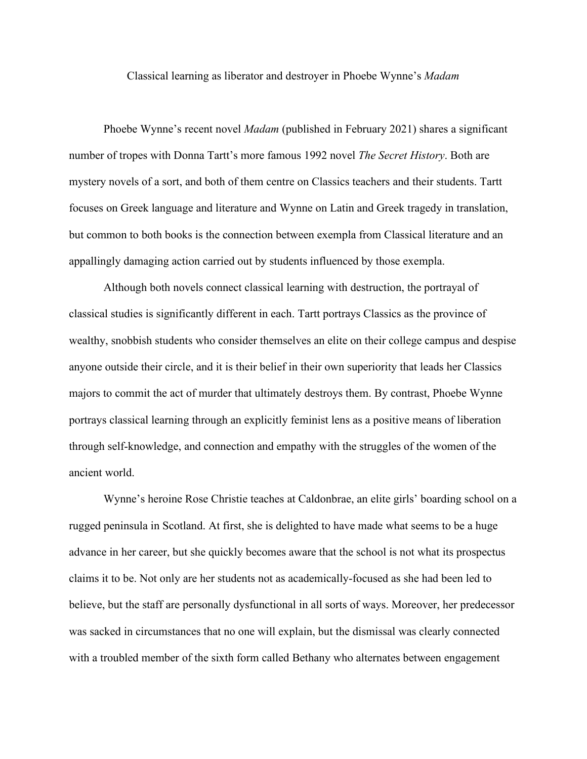# Classical learning as liberator and destroyer in Phoebe Wynne's *Madam*

Phoebe Wynne's recent novel *Madam* (published in February 2021) shares a significant number of tropes with Donna Tartt's more famous 1992 novel *The Secret History*. Both are mystery novels of a sort, and both of them centre on Classics teachers and their students. Tartt focuses on Greek language and literature and Wynne on Latin and Greek tragedy in translation, but common to both books is the connection between exempla from Classical literature and an appallingly damaging action carried out by students influenced by those exempla.

Although both novels connect classical learning with destruction, the portrayal of classical studies is significantly different in each. Tartt portrays Classics as the province of wealthy, snobbish students who consider themselves an elite on their college campus and despise anyone outside their circle, and it is their belief in their own superiority that leads her Classics majors to commit the act of murder that ultimately destroys them. By contrast, Phoebe Wynne portrays classical learning through an explicitly feminist lens as a positive means of liberation through self-knowledge, and connection and empathy with the struggles of the women of the ancient world.

Wynne's heroine Rose Christie teaches at Caldonbrae, an elite girls' boarding school on a rugged peninsula in Scotland. At first, she is delighted to have made what seems to be a huge advance in her career, but she quickly becomes aware that the school is not what its prospectus claims it to be. Not only are her students not as academically-focused as she had been led to believe, but the staff are personally dysfunctional in all sorts of ways. Moreover, her predecessor was sacked in circumstances that no one will explain, but the dismissal was clearly connected with a troubled member of the sixth form called Bethany who alternates between engagement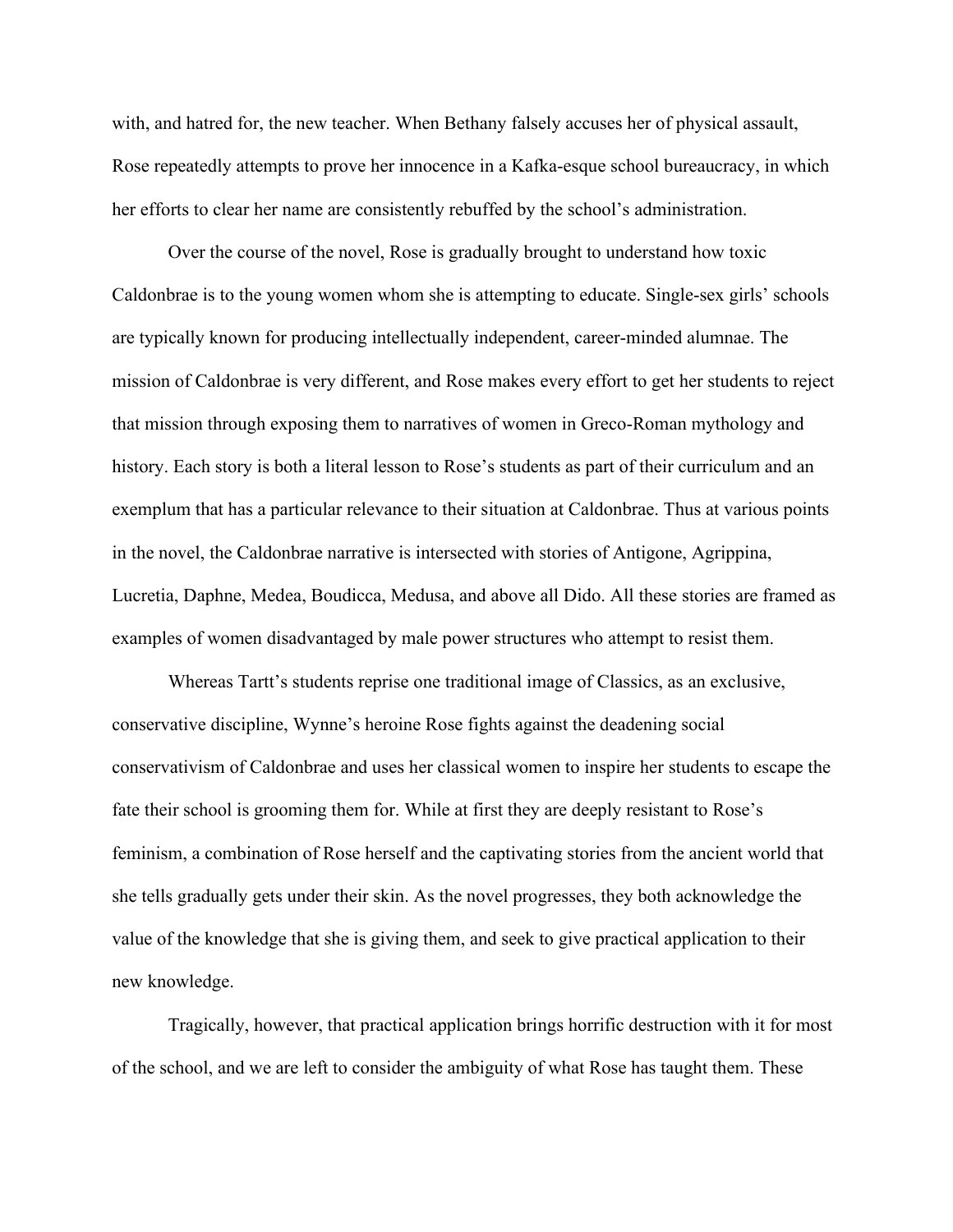with, and hatred for, the new teacher. When Bethany falsely accuses her of physical assault, Rose repeatedly attempts to prove her innocence in a Kafka-esque school bureaucracy, in which her efforts to clear her name are consistently rebuffed by the school's administration.

Over the course of the novel, Rose is gradually brought to understand how toxic Caldonbrae is to the young women whom she is attempting to educate. Single-sex girls' schools are typically known for producing intellectually independent, career-minded alumnae. The mission of Caldonbrae is very different, and Rose makes every effort to get her students to reject that mission through exposing them to narratives of women in Greco-Roman mythology and history. Each story is both a literal lesson to Rose's students as part of their curriculum and an exemplum that has a particular relevance to their situation at Caldonbrae. Thus at various points in the novel, the Caldonbrae narrative is intersected with stories of Antigone, Agrippina, Lucretia, Daphne, Medea, Boudicca, Medusa, and above all Dido. All these stories are framed as examples of women disadvantaged by male power structures who attempt to resist them.

Whereas Tartt's students reprise one traditional image of Classics, as an exclusive, conservative discipline, Wynne's heroine Rose fights against the deadening social conservativism of Caldonbrae and uses her classical women to inspire her students to escape the fate their school is grooming them for. While at first they are deeply resistant to Rose's feminism, a combination of Rose herself and the captivating stories from the ancient world that she tells gradually gets under their skin. As the novel progresses, they both acknowledge the value of the knowledge that she is giving them, and seek to give practical application to their new knowledge.

Tragically, however, that practical application brings horrific destruction with it for most of the school, and we are left to consider the ambiguity of what Rose has taught them. These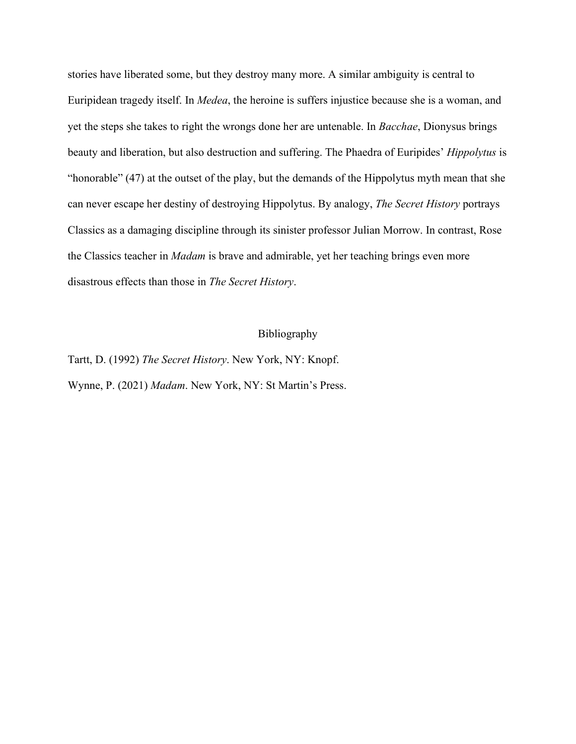stories have liberated some, but they destroy many more. A similar ambiguity is central to Euripidean tragedy itself. In *Medea*, the heroine is suffers injustice because she is a woman, and yet the steps she takes to right the wrongs done her are untenable. In *Bacchae*, Dionysus brings beauty and liberation, but also destruction and suffering. The Phaedra of Euripides' *Hippolytus* is "honorable" (47) at the outset of the play, but the demands of the Hippolytus myth mean that she can never escape her destiny of destroying Hippolytus. By analogy, *The Secret History* portrays Classics as a damaging discipline through its sinister professor Julian Morrow. In contrast, Rose the Classics teacher in *Madam* is brave and admirable, yet her teaching brings even more disastrous effects than those in *The Secret History*.

## Bibliography

Tartt, D. (1992) *The Secret History*. New York, NY: Knopf.

Wynne, P. (2021) *Madam*. New York, NY: St Martin's Press.